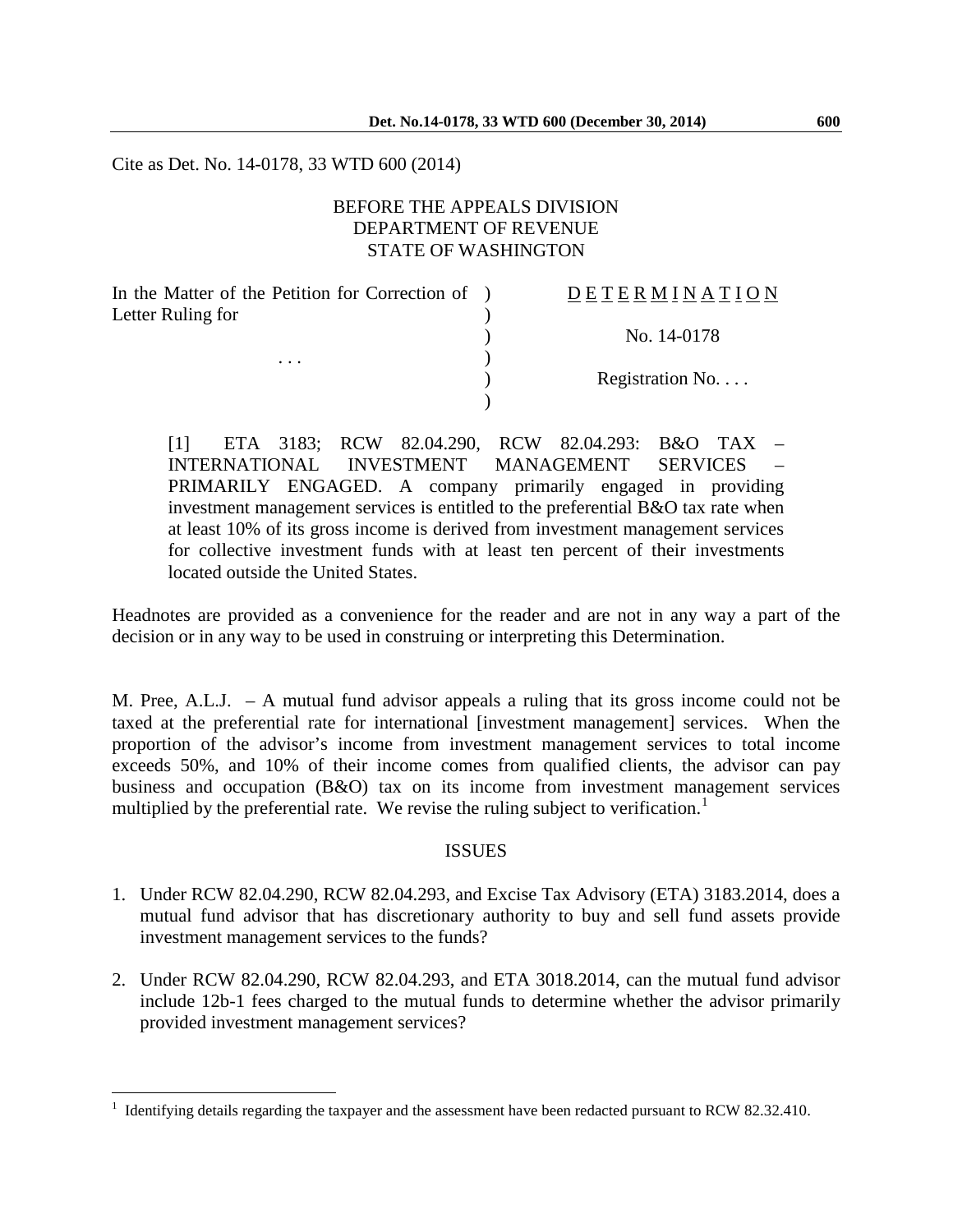Cite as Det. No. 14-0178, 33 WTD 600 (2014)

BEFORE THE APPEALS DIVISION
DEPARTMENT OF REVENUE
STATE OF WASHINGTON

| | | |
|---|---|---|
| In the Matter of the Petition for Correction of Letter Ruling for | ) | D E T E R M I N A T I O N |
| | ) | |
| | ) | No. 14-0178 |
| . . . | ) | |
| | ) | Registration No. . . . |
| | ) | |

> [1] ETA 3183; RCW 82.04.290, RCW 82.04.293: B&O TAX – INTERNATIONAL INVESTMENT MANAGEMENT SERVICES – PRIMARILY ENGAGED. A company primarily engaged in providing investment management services is entitled to the preferential B&O tax rate when at least 10% of its gross income is derived from investment management services for collective investment funds with at least ten percent of their investments located outside the United States.

Headnotes are provided as a convenience for the reader and are not in any way a part of the decision or in any way to be used in construing or interpreting this Determination.

M. Pree, A.L.J. – A mutual fund advisor appeals a ruling that its gross income could not be taxed at the preferential rate for international [investment management] services. When the proportion of the advisor's income from investment management services to total income exceeds 50%, and 10% of their income comes from qualified clients, the advisor can pay business and occupation (B&O) tax on its income from investment management services multiplied by the preferential rate. We revise the ruling subject to verification.[1]

## ISSUES

1. Under RCW 82.04.290, RCW 82.04.293, and Excise Tax Advisory (ETA) 3183.2014, does a mutual fund advisor that has discretionary authority to buy and sell fund assets provide investment management services to the funds?

2. Under RCW 82.04.290, RCW 82.04.293, and ETA 3018.2014, can the mutual fund advisor include 12b-1 fees charged to the mutual funds to determine whether the advisor primarily provided investment management services?

---

[1] Identifying details regarding the taxpayer and the assessment have been redacted pursuant to RCW 82.32.410.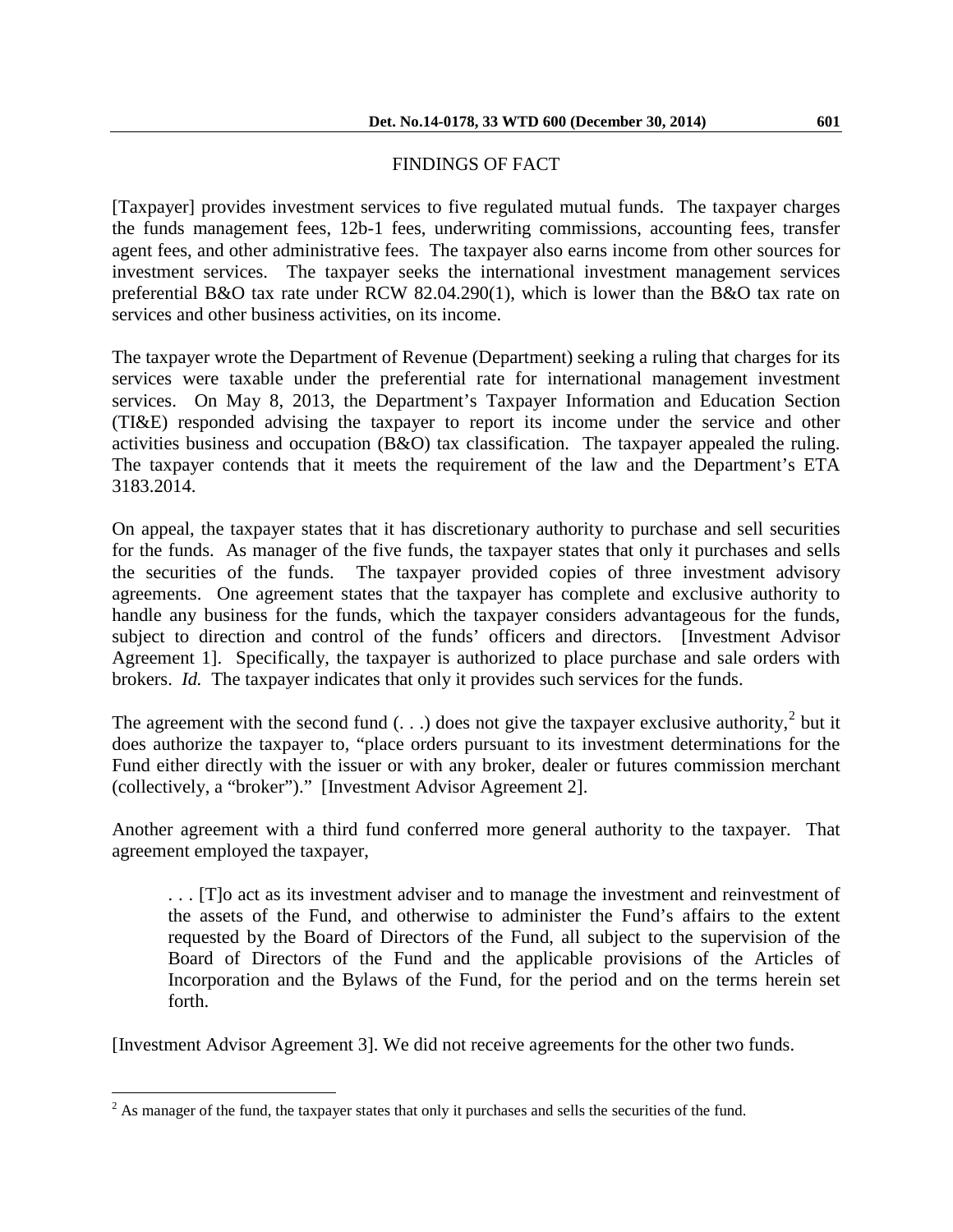## FINDINGS OF FACT

[Taxpayer] provides investment services to five regulated mutual funds. The taxpayer charges the funds management fees, 12b-1 fees, underwriting commissions, accounting fees, transfer agent fees, and other administrative fees. The taxpayer also earns income from other sources for investment services. The taxpayer seeks the international investment management services preferential B&O tax rate under RCW 82.04.290(1), which is lower than the B&O tax rate on services and other business activities, on its income.

The taxpayer wrote the Department of Revenue (Department) seeking a ruling that charges for its services were taxable under the preferential rate for international management investment services. On May 8, 2013, the Department's Taxpayer Information and Education Section (TI&E) responded advising the taxpayer to report its income under the service and other activities business and occupation (B&O) tax classification. The taxpayer appealed the ruling. The taxpayer contends that it meets the requirement of the law and the Department's ETA 3183.2014.

On appeal, the taxpayer states that it has discretionary authority to purchase and sell securities for the funds. As manager of the five funds, the taxpayer states that only it purchases and sells the securities of the funds. The taxpayer provided copies of three investment advisory agreements. One agreement states that the taxpayer has complete and exclusive authority to handle any business for the funds, which the taxpayer considers advantageous for the funds, subject to direction and control of the funds' officers and directors. [Investment Advisor Agreement 1]. Specifically, the taxpayer is authorized to place purchase and sale orders with brokers. *Id.* The taxpayer indicates that only it provides such services for the funds.

The agreement with the second fund (. . .) does not give the taxpayer exclusive authority,[2] but it does authorize the taxpayer to, "place orders pursuant to its investment determinations for the Fund either directly with the issuer or with any broker, dealer or futures commission merchant (collectively, a "broker")." [Investment Advisor Agreement 2].

Another agreement with a third fund conferred more general authority to the taxpayer. That agreement employed the taxpayer,

> . . . [T]o act as its investment adviser and to manage the investment and reinvestment of the assets of the Fund, and otherwise to administer the Fund's affairs to the extent requested by the Board of Directors of the Fund, all subject to the supervision of the Board of Directors of the Fund and the applicable provisions of the Articles of Incorporation and the Bylaws of the Fund, for the period and on the terms herein set forth.

[Investment Advisor Agreement 3]. We did not receive agreements for the other two funds.

---

[2] As manager of the fund, the taxpayer states that only it purchases and sells the securities of the fund.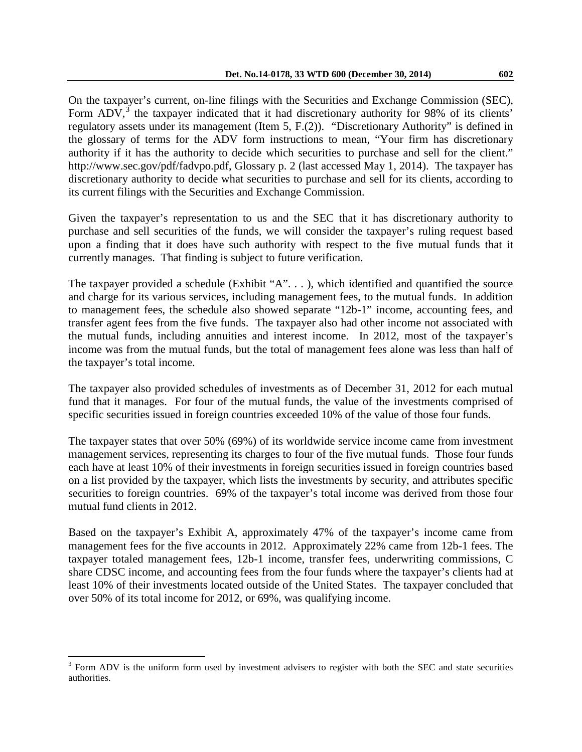On the taxpayer's current, on-line filings with the Securities and Exchange Commission (SEC), Form ADV,[3] the taxpayer indicated that it had discretionary authority for 98% of its clients' regulatory assets under its management (Item 5, F.(2)). "Discretionary Authority" is defined in the glossary of terms for the ADV form instructions to mean, "Your firm has discretionary authority if it has the authority to decide which securities to purchase and sell for the client." http://www.sec.gov/pdf/fadvpo.pdf, Glossary p. 2 (last accessed May 1, 2014). The taxpayer has discretionary authority to decide what securities to purchase and sell for its clients, according to its current filings with the Securities and Exchange Commission.

Given the taxpayer's representation to us and the SEC that it has discretionary authority to purchase and sell securities of the funds, we will consider the taxpayer's ruling request based upon a finding that it does have such authority with respect to the five mutual funds that it currently manages. That finding is subject to future verification.

The taxpayer provided a schedule (Exhibit "A". . . ), which identified and quantified the source and charge for its various services, including management fees, to the mutual funds. In addition to management fees, the schedule also showed separate "12b-1" income, accounting fees, and transfer agent fees from the five funds. The taxpayer also had other income not associated with the mutual funds, including annuities and interest income. In 2012, most of the taxpayer's income was from the mutual funds, but the total of management fees alone was less than half of the taxpayer's total income.

The taxpayer also provided schedules of investments as of December 31, 2012 for each mutual fund that it manages. For four of the mutual funds, the value of the investments comprised of specific securities issued in foreign countries exceeded 10% of the value of those four funds.

The taxpayer states that over 50% (69%) of its worldwide service income came from investment management services, representing its charges to four of the five mutual funds. Those four funds each have at least 10% of their investments in foreign securities issued in foreign countries based on a list provided by the taxpayer, which lists the investments by security, and attributes specific securities to foreign countries. 69% of the taxpayer's total income was derived from those four mutual fund clients in 2012.

Based on the taxpayer's Exhibit A, approximately 47% of the taxpayer's income came from management fees for the five accounts in 2012. Approximately 22% came from 12b-1 fees. The taxpayer totaled management fees, 12b-1 income, transfer fees, underwriting commissions, C share CDSC income, and accounting fees from the four funds where the taxpayer's clients had at least 10% of their investments located outside of the United States. The taxpayer concluded that over 50% of its total income for 2012, or 69%, was qualifying income.

---

[3] Form ADV is the uniform form used by investment advisers to register with both the SEC and state securities authorities.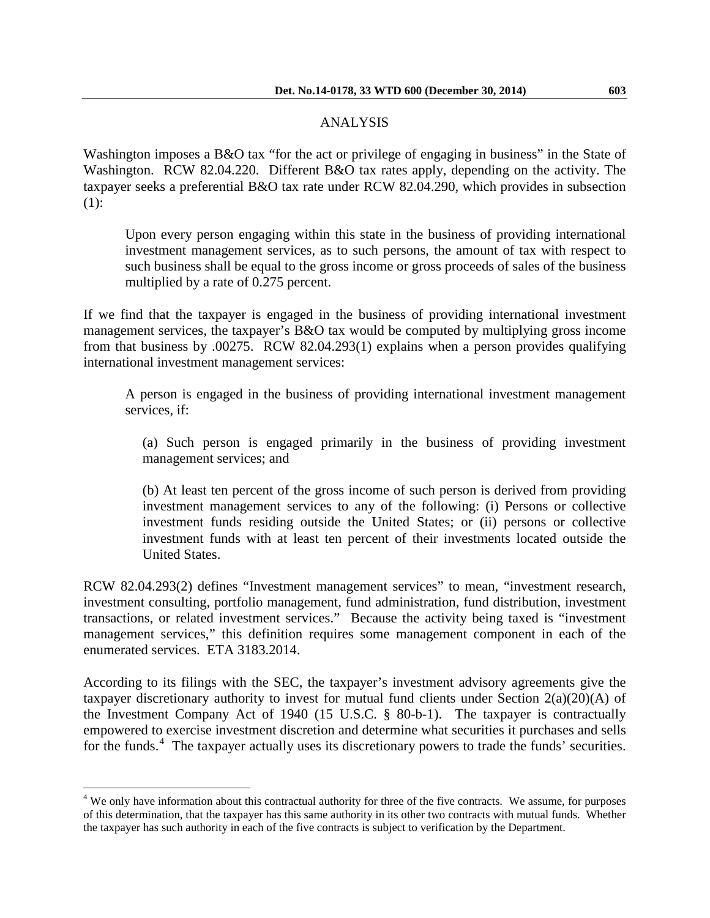## ANALYSIS

Washington imposes a B&O tax "for the act or privilege of engaging in business" in the State of Washington. RCW 82.04.220. Different B&O tax rates apply, depending on the activity. The taxpayer seeks a preferential B&O tax rate under RCW 82.04.290, which provides in subsection (1):

> Upon every person engaging within this state in the business of providing international investment management services, as to such persons, the amount of tax with respect to such business shall be equal to the gross income or gross proceeds of sales of the business multiplied by a rate of 0.275 percent.

If we find that the taxpayer is engaged in the business of providing international investment management services, the taxpayer's B&O tax would be computed by multiplying gross income from that business by .00275. RCW 82.04.293(1) explains when a person provides qualifying international investment management services:

> A person is engaged in the business of providing international investment management services, if:
>
> (a) Such person is engaged primarily in the business of providing investment management services; and
>
> (b) At least ten percent of the gross income of such person is derived from providing investment management services to any of the following: (i) Persons or collective investment funds residing outside the United States; or (ii) persons or collective investment funds with at least ten percent of their investments located outside the United States.

RCW 82.04.293(2) defines "Investment management services" to mean, "investment research, investment consulting, portfolio management, fund administration, fund distribution, investment transactions, or related investment services." Because the activity being taxed is "investment management services," this definition requires some management component in each of the enumerated services. ETA 3183.2014.

According to its filings with the SEC, the taxpayer's investment advisory agreements give the taxpayer discretionary authority to invest for mutual fund clients under Section 2(a)(20)(A) of the Investment Company Act of 1940 (15 U.S.C. § 80-b-1). The taxpayer is contractually empowered to exercise investment discretion and determine what securities it purchases and sells for the funds.[4] The taxpayer actually uses its discretionary powers to trade the funds' securities.

---

[4] We only have information about this contractual authority for three of the five contracts. We assume, for purposes of this determination, that the taxpayer has this same authority in its other two contracts with mutual funds. Whether the taxpayer has such authority in each of the five contracts is subject to verification by the Department.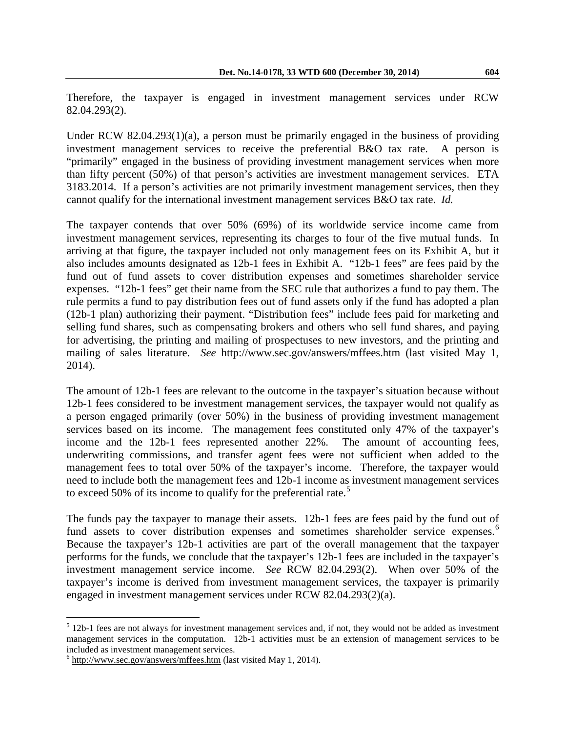Therefore, the taxpayer is engaged in investment management services under RCW 82.04.293(2).

Under RCW 82.04.293(1)(a), a person must be primarily engaged in the business of providing investment management services to receive the preferential B&O tax rate. A person is "primarily" engaged in the business of providing investment management services when more than fifty percent (50%) of that person's activities are investment management services. ETA 3183.2014. If a person's activities are not primarily investment management services, then they cannot qualify for the international investment management services B&O tax rate. *Id.*

The taxpayer contends that over 50% (69%) of its worldwide service income came from investment management services, representing its charges to four of the five mutual funds. In arriving at that figure, the taxpayer included not only management fees on its Exhibit A, but it also includes amounts designated as 12b-1 fees in Exhibit A. "12b-1 fees" are fees paid by the fund out of fund assets to cover distribution expenses and sometimes shareholder service expenses. "12b-1 fees" get their name from the SEC rule that authorizes a fund to pay them. The rule permits a fund to pay distribution fees out of fund assets only if the fund has adopted a plan (12b-1 plan) authorizing their payment. "Distribution fees" include fees paid for marketing and selling fund shares, such as compensating brokers and others who sell fund shares, and paying for advertising, the printing and mailing of prospectuses to new investors, and the printing and mailing of sales literature. *See* http://www.sec.gov/answers/mffees.htm (last visited May 1, 2014).

The amount of 12b-1 fees are relevant to the outcome in the taxpayer's situation because without 12b-1 fees considered to be investment management services, the taxpayer would not qualify as a person engaged primarily (over 50%) in the business of providing investment management services based on its income. The management fees constituted only 47% of the taxpayer's income and the 12b-1 fees represented another 22%. The amount of accounting fees, underwriting commissions, and transfer agent fees were not sufficient when added to the management fees to total over 50% of the taxpayer's income. Therefore, the taxpayer would need to include both the management fees and 12b-1 income as investment management services to exceed 50% of its income to qualify for the preferential rate.[5]

The funds pay the taxpayer to manage their assets. 12b-1 fees are fees paid by the fund out of fund assets to cover distribution expenses and sometimes shareholder service expenses.[6] Because the taxpayer's 12b-1 activities are part of the overall management that the taxpayer performs for the funds, we conclude that the taxpayer's 12b-1 fees are included in the taxpayer's investment management service income. *See* RCW 82.04.293(2). When over 50% of the taxpayer's income is derived from investment management services, the taxpayer is primarily engaged in investment management services under RCW 82.04.293(2)(a).

---

[5] 12b-1 fees are not always for investment management services and, if not, they would not be added as investment management services in the computation. 12b-1 activities must be an extension of management services to be included as investment management services.

[6] http://www.sec.gov/answers/mffees.htm (last visited May 1, 2014).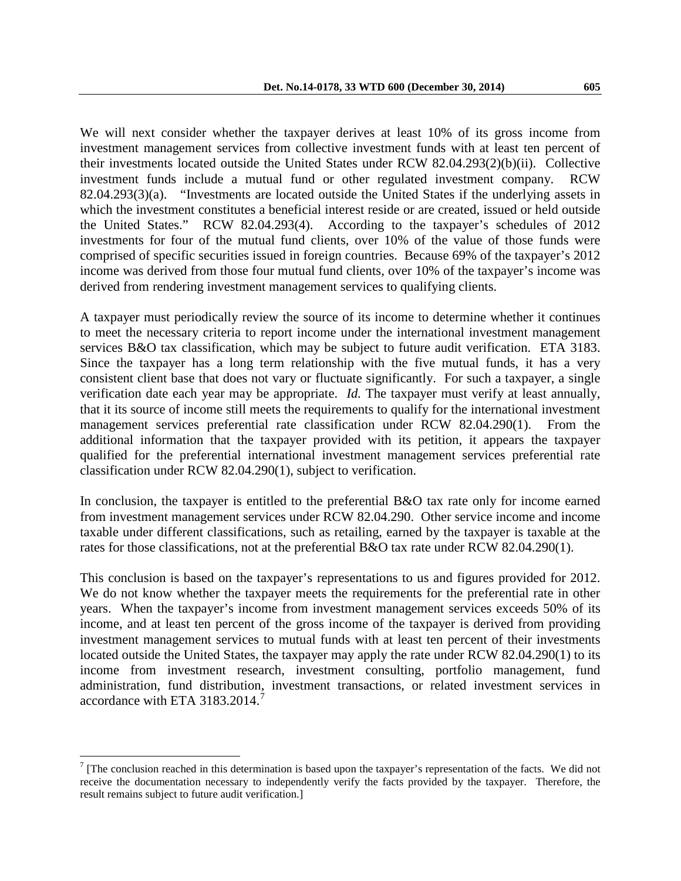We will next consider whether the taxpayer derives at least 10% of its gross income from investment management services from collective investment funds with at least ten percent of their investments located outside the United States under RCW 82.04.293(2)(b)(ii). Collective investment funds include a mutual fund or other regulated investment company. RCW 82.04.293(3)(a). "Investments are located outside the United States if the underlying assets in which the investment constitutes a beneficial interest reside or are created, issued or held outside the United States." RCW 82.04.293(4). According to the taxpayer's schedules of 2012 investments for four of the mutual fund clients, over 10% of the value of those funds were comprised of specific securities issued in foreign countries. Because 69% of the taxpayer's 2012 income was derived from those four mutual fund clients, over 10% of the taxpayer's income was derived from rendering investment management services to qualifying clients.

A taxpayer must periodically review the source of its income to determine whether it continues to meet the necessary criteria to report income under the international investment management services B&O tax classification, which may be subject to future audit verification. ETA 3183. Since the taxpayer has a long term relationship with the five mutual funds, it has a very consistent client base that does not vary or fluctuate significantly. For such a taxpayer, a single verification date each year may be appropriate. *Id.* The taxpayer must verify at least annually, that it its source of income still meets the requirements to qualify for the international investment management services preferential rate classification under RCW 82.04.290(1). From the additional information that the taxpayer provided with its petition, it appears the taxpayer qualified for the preferential international investment management services preferential rate classification under RCW 82.04.290(1), subject to verification.

In conclusion, the taxpayer is entitled to the preferential B&O tax rate only for income earned from investment management services under RCW 82.04.290. Other service income and income taxable under different classifications, such as retailing, earned by the taxpayer is taxable at the rates for those classifications, not at the preferential B&O tax rate under RCW 82.04.290(1).

This conclusion is based on the taxpayer's representations to us and figures provided for 2012. We do not know whether the taxpayer meets the requirements for the preferential rate in other years. When the taxpayer's income from investment management services exceeds 50% of its income, and at least ten percent of the gross income of the taxpayer is derived from providing investment management services to mutual funds with at least ten percent of their investments located outside the United States, the taxpayer may apply the rate under RCW 82.04.290(1) to its income from investment research, investment consulting, portfolio management, fund administration, fund distribution, investment transactions, or related investment services in accordance with ETA 3183.2014.[7]

[7] [The conclusion reached in this determination is based upon the taxpayer's representation of the facts. We did not receive the documentation necessary to independently verify the facts provided by the taxpayer. Therefore, the result remains subject to future audit verification.]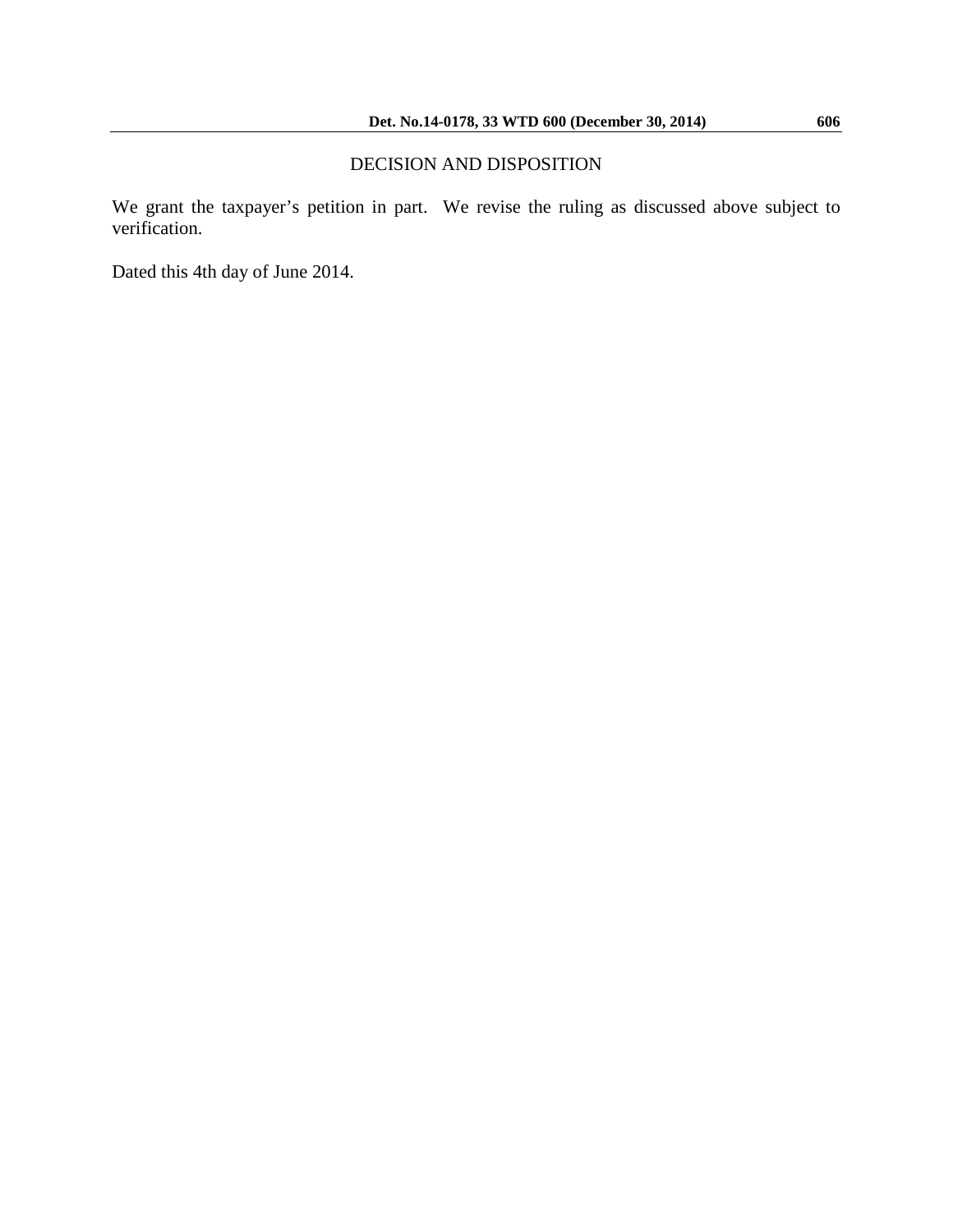## DECISION AND DISPOSITION

We grant the taxpayer's petition in part. We revise the ruling as discussed above subject to verification.

Dated this 4th day of June 2014.